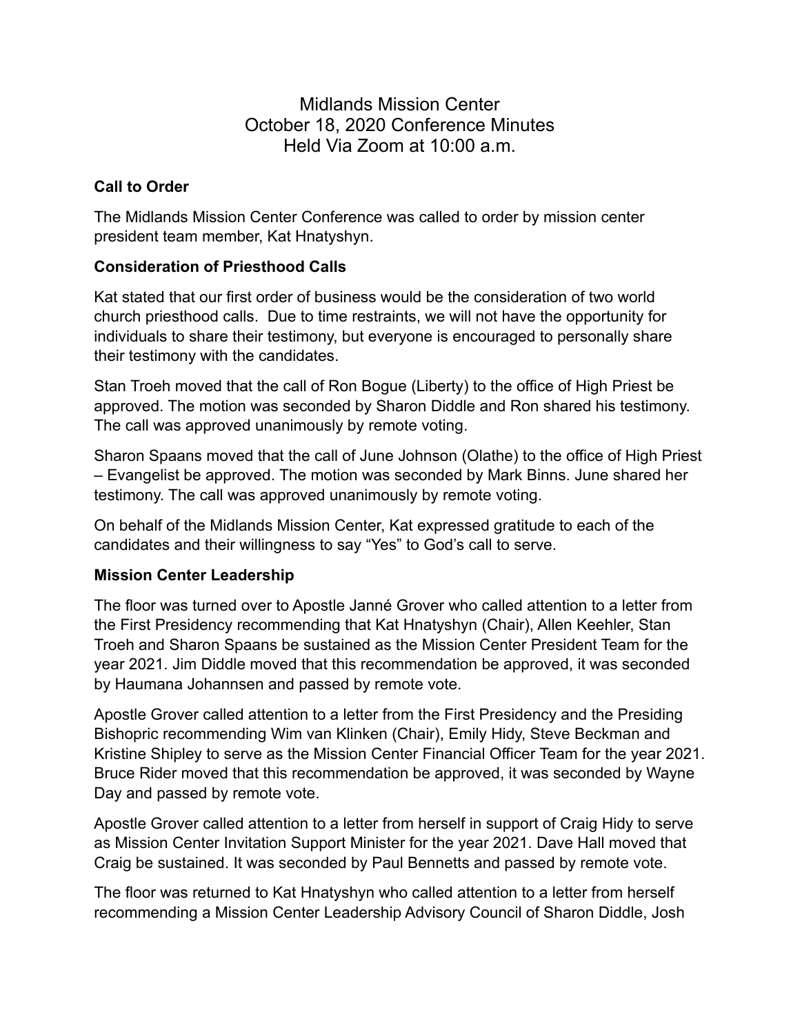# Midlands Mission Center
# October 18, 2020 Conference Minutes
# Held Via Zoom at 10:00 a.m.

**Call to Order**

The Midlands Mission Center Conference was called to order by mission center president team member, Kat Hnatyshyn.

**Consideration of Priesthood Calls**

Kat stated that our first order of business would be the consideration of two world church priesthood calls. Due to time restraints, we will not have the opportunity for individuals to share their testimony, but everyone is encouraged to personally share their testimony with the candidates.

Stan Troeh moved that the call of Ron Bogue (Liberty) to the office of High Priest be approved. The motion was seconded by Sharon Diddle and Ron shared his testimony. The call was approved unanimously by remote voting.

Sharon Spaans moved that the call of June Johnson (Olathe) to the office of High Priest – Evangelist be approved. The motion was seconded by Mark Binns. June shared her testimony. The call was approved unanimously by remote voting.

On behalf of the Midlands Mission Center, Kat expressed gratitude to each of the candidates and their willingness to say "Yes" to God's call to serve.

**Mission Center Leadership**

The floor was turned over to Apostle Janné Grover who called attention to a letter from the First Presidency recommending that Kat Hnatyshyn (Chair), Allen Keehler, Stan Troeh and Sharon Spaans be sustained as the Mission Center President Team for the year 2021. Jim Diddle moved that this recommendation be approved, it was seconded by Haumana Johannsen and passed by remote vote.

Apostle Grover called attention to a letter from the First Presidency and the Presiding Bishopric recommending Wim van Klinken (Chair), Emily Hidy, Steve Beckman and Kristine Shipley to serve as the Mission Center Financial Officer Team for the year 2021. Bruce Rider moved that this recommendation be approved, it was seconded by Wayne Day and passed by remote vote.

Apostle Grover called attention to a letter from herself in support of Craig Hidy to serve as Mission Center Invitation Support Minister for the year 2021. Dave Hall moved that Craig be sustained. It was seconded by Paul Bennetts and passed by remote vote.

The floor was returned to Kat Hnatyshyn who called attention to a letter from herself recommending a Mission Center Leadership Advisory Council of Sharon Diddle, Josh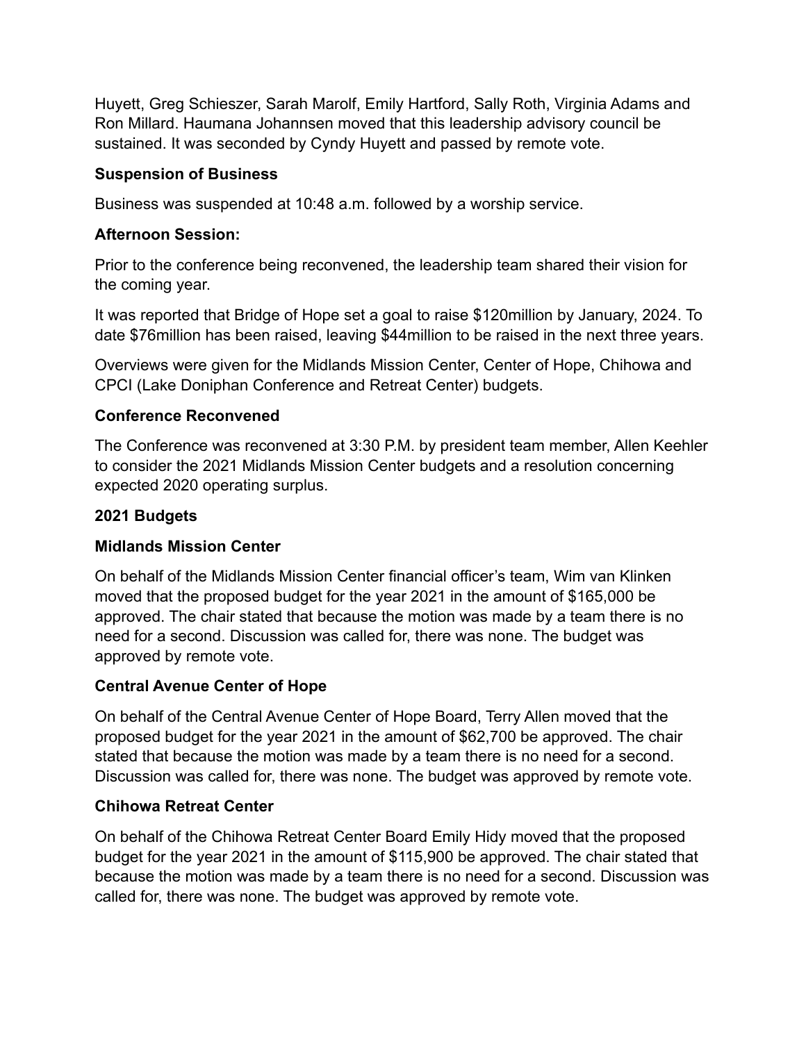Huyett, Greg Schieszer, Sarah Marolf, Emily Hartford, Sally Roth, Virginia Adams and Ron Millard. Haumana Johannsen moved that this leadership advisory council be sustained. It was seconded by Cyndy Huyett and passed by remote vote.

**Suspension of Business**

Business was suspended at 10:48 a.m. followed by a worship service.

**Afternoon Session:**

Prior to the conference being reconvened, the leadership team shared their vision for the coming year.

It was reported that Bridge of Hope set a goal to raise $120million by January, 2024. To date $76million has been raised, leaving $44million to be raised in the next three years.

Overviews were given for the Midlands Mission Center, Center of Hope, Chihowa and CPCI (Lake Doniphan Conference and Retreat Center) budgets.

**Conference Reconvened**

The Conference was reconvened at 3:30 P.M. by president team member, Allen Keehler to consider the 2021 Midlands Mission Center budgets and a resolution concerning expected 2020 operating surplus.

**2021 Budgets**

**Midlands Mission Center**

On behalf of the Midlands Mission Center financial officer's team, Wim van Klinken moved that the proposed budget for the year 2021 in the amount of $165,000 be approved. The chair stated that because the motion was made by a team there is no need for a second. Discussion was called for, there was none. The budget was approved by remote vote.

**Central Avenue Center of Hope**

On behalf of the Central Avenue Center of Hope Board, Terry Allen moved that the proposed budget for the year 2021 in the amount of $62,700 be approved. The chair stated that because the motion was made by a team there is no need for a second. Discussion was called for, there was none. The budget was approved by remote vote.

**Chihowa Retreat Center**

On behalf of the Chihowa Retreat Center Board Emily Hidy moved that the proposed budget for the year 2021 in the amount of $115,900 be approved. The chair stated that because the motion was made by a team there is no need for a second. Discussion was called for, there was none. The budget was approved by remote vote.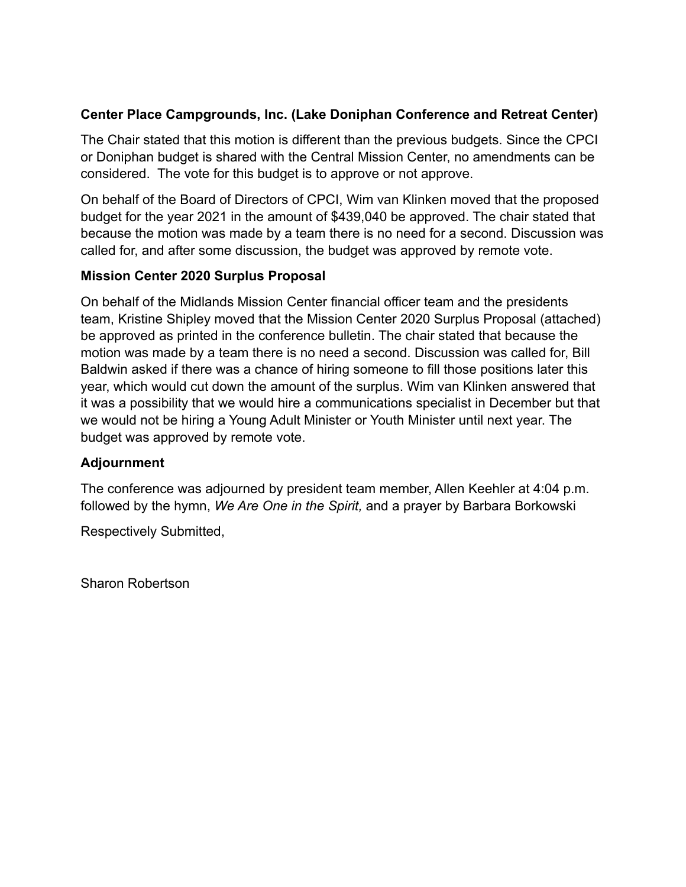**Center Place Campgrounds, Inc. (Lake Doniphan Conference and Retreat Center)**

The Chair stated that this motion is different than the previous budgets. Since the CPCI or Doniphan budget is shared with the Central Mission Center, no amendments can be considered. The vote for this budget is to approve or not approve.

On behalf of the Board of Directors of CPCI, Wim van Klinken moved that the proposed budget for the year 2021 in the amount of $439,040 be approved. The chair stated that because the motion was made by a team there is no need for a second. Discussion was called for, and after some discussion, the budget was approved by remote vote.

**Mission Center 2020 Surplus Proposal**

On behalf of the Midlands Mission Center financial officer team and the presidents team, Kristine Shipley moved that the Mission Center 2020 Surplus Proposal (attached) be approved as printed in the conference bulletin. The chair stated that because the motion was made by a team there is no need a second. Discussion was called for, Bill Baldwin asked if there was a chance of hiring someone to fill those positions later this year, which would cut down the amount of the surplus. Wim van Klinken answered that it was a possibility that we would hire a communications specialist in December but that we would not be hiring a Young Adult Minister or Youth Minister until next year. The budget was approved by remote vote.

**Adjournment**

The conference was adjourned by president team member, Allen Keehler at 4:04 p.m. followed by the hymn, *We Are One in the Spirit,* and a prayer by Barbara Borkowski

Respectively Submitted,

Sharon Robertson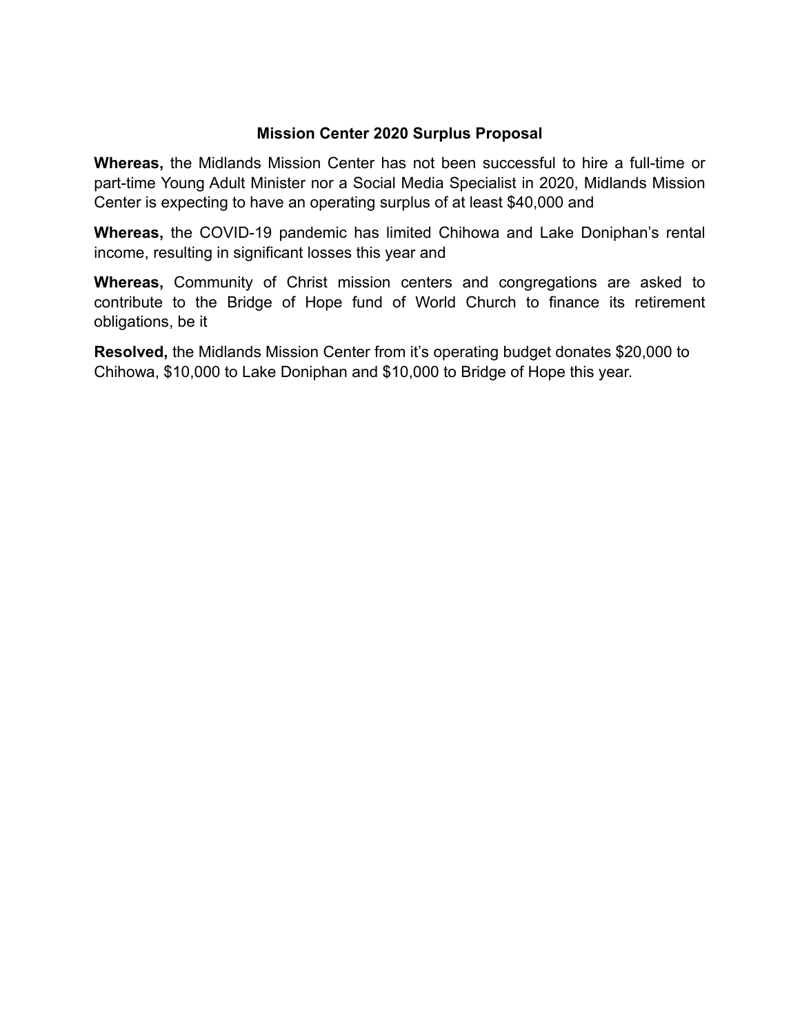## Mission Center 2020 Surplus Proposal

**Whereas,** the Midlands Mission Center has not been successful to hire a full-time or part-time Young Adult Minister nor a Social Media Specialist in 2020, Midlands Mission Center is expecting to have an operating surplus of at least $40,000 and

**Whereas,** the COVID-19 pandemic has limited Chihowa and Lake Doniphan's rental income, resulting in significant losses this year and

**Whereas,** Community of Christ mission centers and congregations are asked to contribute to the Bridge of Hope fund of World Church to finance its retirement obligations, be it

**Resolved,** the Midlands Mission Center from it's operating budget donates $20,000 to Chihowa, $10,000 to Lake Doniphan and $10,000 to Bridge of Hope this year.